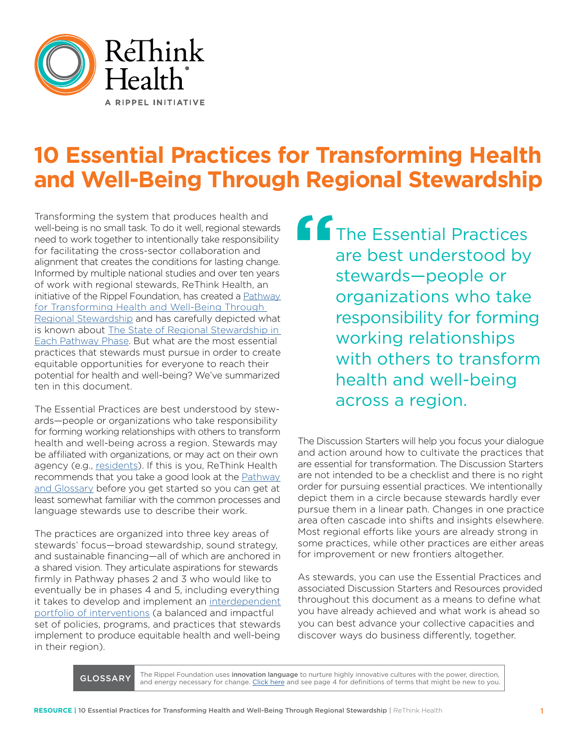ReThink Health

A RIPPEL INITIATIVE

# 10 Essential Practices for Transforming Health and Well-Being Through Regional Stewardship

Transforming the system that produces health and well-being is no small task. To do it well, regional stewards need to work together to intentionally take responsibility for facilitating the cross-sector collaboration and alignment that creates the conditions for lasting change. Informed by multiple national studies and over ten years of work with regional stewards, ReThink Health, an initiative of the Rippel Foundation, has created a Pathway for Transforming Health and Well-Being Through Regional Stewardship and has carefully depicted what is known about The State of Regional Stewardship in Each Pathway Phase. But what are the most essential practices that stewards must pursue in order to create equitable opportunities for everyone to reach their potential for health and well-being? We've summarized ten in this document.

The Essential Practices are best understood by stewards—people or organizations who take responsibility for forming working relationships with others to transform health and well-being across a region. Stewards may be affiliated with organizations, or may act on their own agency (e.g., residents). If this is you, ReThink Health recommends that you take a good look at the Pathway and Glossary before you get started so you can get at least somewhat familiar with the common processes and language stewards use to describe their work.

The practices are organized into three key areas of stewards' focus—broad stewardship, sound strategy, and sustainable financing—all of which are anchored in a shared vision. They articulate aspirations for stewards firmly in Pathway phases 2 and 3 who would like to eventually be in phases 4 and 5, including everything it takes to develop and implement an interdependent portfolio of interventions (a balanced and impactful set of policies, programs, and practices that stewards implement to produce equitable health and well-being in their region).

> "The Essential Practices are best understood by stewards—people or organizations who take responsibility for forming working relationships with others to transform health and well-being across a region.

The Discussion Starters will help you focus your dialogue and action around how to cultivate the practices that are essential for transformation. The Discussion Starters are not intended to be a checklist and there is no right order for pursuing essential practices. We intentionally depict them in a circle because stewards hardly ever pursue them in a linear path. Changes in one practice area often cascade into shifts and insights elsewhere. Most regional efforts like yours are already strong in some practices, while other practices are either areas for improvement or new frontiers altogether.

As stewards, you can use the Essential Practices and associated Discussion Starters and Resources provided throughout this document as a means to define what you have already achieved and what work is ahead so you can best advance your collective capacities and discover ways do business differently, together.

**GLOSSARY** The Rippel Foundation uses **innovation language** to nurture highly innovative cultures with the power, direction, and energy necessary for change. Click here and see page 4 for definitions of terms that might be new to you.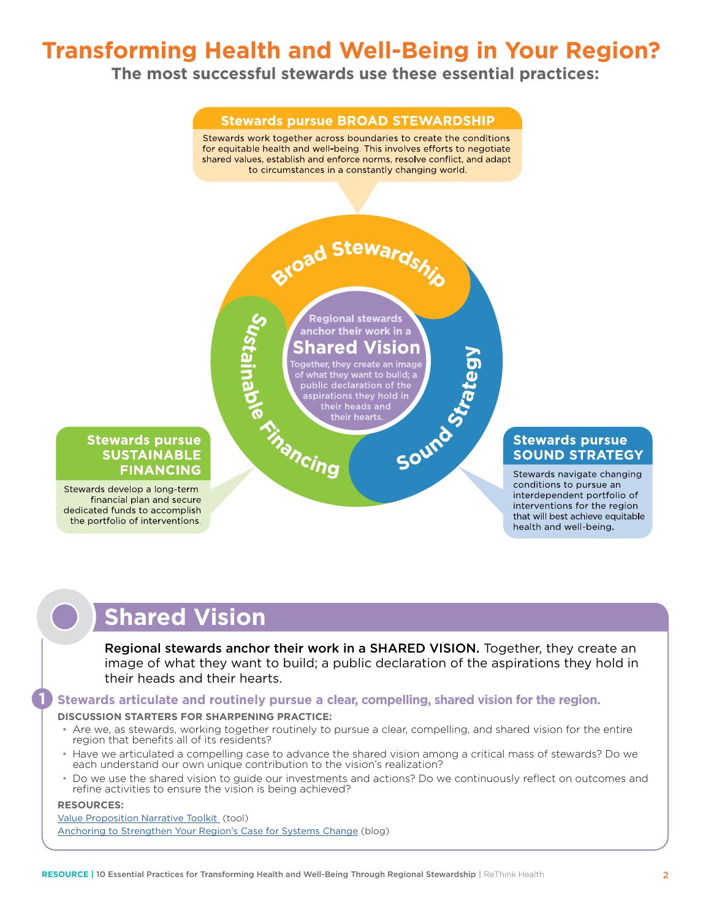# Transforming Health and Well-Being in Your Region?

**The most successful stewards use these essential practices:**

**Stewards pursue BROAD STEWARDSHIP**

Stewards work together across boundaries to create the conditions for equitable health and well-being. This involves efforts to negotiate shared values, establish and enforce norms, resolve conflict, and adapt to circumstances in a constantly changing world.

Broad Stewardship

Sustainable Financing

Sound Strategy

Regional stewards anchor their work in a **Shared Vision**

Together, they create an image of what they want to build; a public declaration of the aspirations they hold in their heads and their hearts.

**Stewards pursue SUSTAINABLE FINANCING**

Stewards develop a long-term financial plan and secure dedicated funds to accomplish the portfolio of interventions.

**Stewards pursue SOUND STRATEGY**

Stewards navigate changing conditions to pursue an interdependent portfolio of interventions for the region that will best achieve equitable health and well-being.

## Shared Vision

**Regional stewards anchor their work in a SHARED VISION.** Together, they create an image of what they want to build; a public declaration of the aspirations they hold in their heads and their hearts.

### 1 Stewards articulate and routinely pursue a clear, compelling, shared vision for the region.

**DISCUSSION STARTERS FOR SHARPENING PRACTICE:**

- Are we, as stewards, working together routinely to pursue a clear, compelling, and shared vision for the entire region that benefits all of its residents?
- Have we articulated a compelling case to advance the shared vision among a critical mass of stewards? Do we each understand our own unique contribution to the vision's realization?
- Do we use the shared vision to guide our investments and actions? Do we continuously reflect on outcomes and refine activities to ensure the vision is being achieved?

**RESOURCES:**

Value Proposition Narrative Toolkit (tool)

Anchoring to Strengthen Your Region's Case for Systems Change (blog)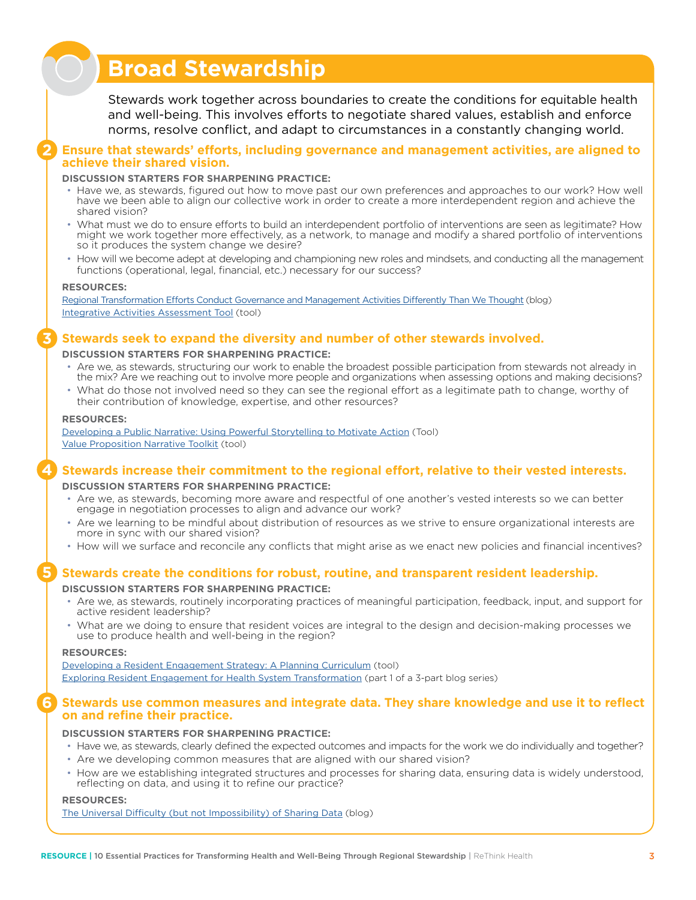# Broad Stewardship

Stewards work together across boundaries to create the conditions for equitable health and well-being. This involves efforts to negotiate shared values, establish and enforce norms, resolve conflict, and adapt to circumstances in a constantly changing world.

## 2 Ensure that stewards' efforts, including governance and management activities, are aligned to achieve their shared vision.

**DISCUSSION STARTERS FOR SHARPENING PRACTICE:**

- Have we, as stewards, figured out how to move past our own preferences and approaches to our work? How well have we been able to align our collective work in order to create a more interdependent region and achieve the shared vision?
- What must we do to ensure efforts to build an interdependent portfolio of interventions are seen as legitimate? How might we work together more effectively, as a network, to manage and modify a shared portfolio of interventions so it produces the system change we desire?
- How will we become adept at developing and championing new roles and mindsets, and conducting all the management functions (operational, legal, financial, etc.) necessary for our success?

**RESOURCES:**

Regional Transformation Efforts Conduct Governance and Management Activities Differently Than We Thought (blog)
Integrative Activities Assessment Tool (tool)

## 3 Stewards seek to expand the diversity and number of other stewards involved.

**DISCUSSION STARTERS FOR SHARPENING PRACTICE:**

- Are we, as stewards, structuring our work to enable the broadest possible participation from stewards not already in the mix? Are we reaching out to involve more people and organizations when assessing options and making decisions?
- What do those not involved need so they can see the regional effort as a legitimate path to change, worthy of their contribution of knowledge, expertise, and other resources?

**RESOURCES:**

Developing a Public Narrative: Using Powerful Storytelling to Motivate Action (Tool)
Value Proposition Narrative Toolkit (tool)

## 4 Stewards increase their commitment to the regional effort, relative to their vested interests.

**DISCUSSION STARTERS FOR SHARPENING PRACTICE:**

- Are we, as stewards, becoming more aware and respectful of one another's vested interests so we can better engage in negotiation processes to align and advance our work?
- Are we learning to be mindful about distribution of resources as we strive to ensure organizational interests are more in sync with our shared vision?
- How will we surface and reconcile any conflicts that might arise as we enact new policies and financial incentives?

## 5 Stewards create the conditions for robust, routine, and transparent resident leadership.

**DISCUSSION STARTERS FOR SHARPENING PRACTICE:**

- Are we, as stewards, routinely incorporating practices of meaningful participation, feedback, input, and support for active resident leadership?
- What are we doing to ensure that resident voices are integral to the design and decision-making processes we use to produce health and well-being in the region?

**RESOURCES:**

Developing a Resident Engagement Strategy: A Planning Curriculum (tool)
Exploring Resident Engagement for Health System Transformation (part 1 of a 3-part blog series)

## 6 Stewards use common measures and integrate data. They share knowledge and use it to reflect on and refine their practice.

**DISCUSSION STARTERS FOR SHARPENING PRACTICE:**

- Have we, as stewards, clearly defined the expected outcomes and impacts for the work we do individually and together?
- Are we developing common measures that are aligned with our shared vision?
- How are we establishing integrated structures and processes for sharing data, ensuring data is widely understood, reflecting on data, and using it to refine our practice?

**RESOURCES:**

The Universal Difficulty (but not Impossibility) of Sharing Data (blog)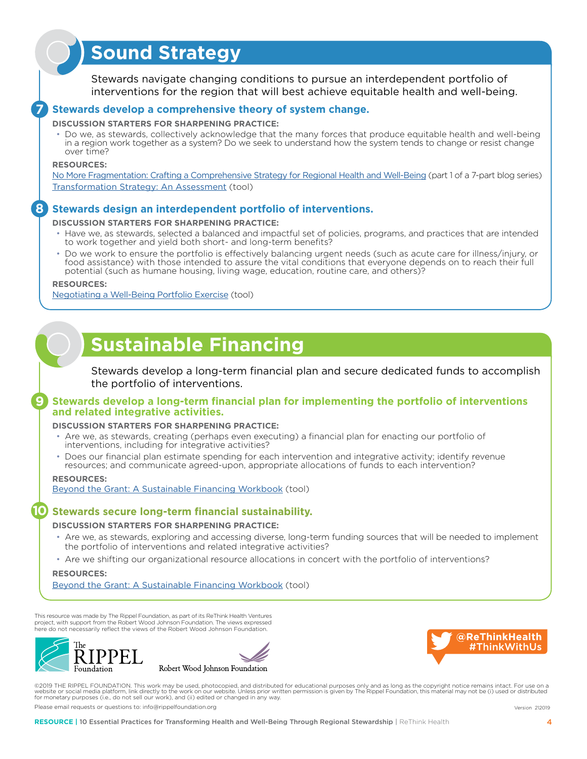## Sound Strategy

Stewards navigate changing conditions to pursue an interdependent portfolio of interventions for the region that will best achieve equitable health and well-being.

### 7 Stewards develop a comprehensive theory of system change.

**DISCUSSION STARTERS FOR SHARPENING PRACTICE:**

- Do we, as stewards, collectively acknowledge that the many forces that produce equitable health and well-being in a region work together as a system? Do we seek to understand how the system tends to change or resist change over time?

**RESOURCES:**

No More Fragmentation: Crafting a Comprehensive Strategy for Regional Health and Well-Being (part 1 of a 7-part blog series)
Transformation Strategy: An Assessment (tool)

### 8 Stewards design an interdependent portfolio of interventions.

**DISCUSSION STARTERS FOR SHARPENING PRACTICE:**

- Have we, as stewards, selected a balanced and impactful set of policies, programs, and practices that are intended to work together and yield both short- and long-term benefits?
- Do we work to ensure the portfolio is effectively balancing urgent needs (such as acute care for illness/injury, or food assistance) with those intended to assure the vital conditions that everyone depends on to reach their full potential (such as humane housing, living wage, education, routine care, and others)?

**RESOURCES:**

Negotiating a Well-Being Portfolio Exercise (tool)

## Sustainable Financing

Stewards develop a long-term financial plan and secure dedicated funds to accomplish the portfolio of interventions.

### 9 Stewards develop a long-term financial plan for implementing the portfolio of interventions and related integrative activities.

**DISCUSSION STARTERS FOR SHARPENING PRACTICE:**

- Are we, as stewards, creating (perhaps even executing) a financial plan for enacting our portfolio of interventions, including for integrative activities?
- Does our financial plan estimate spending for each intervention and integrative activity; identify revenue resources; and communicate agreed-upon, appropriate allocations of funds to each intervention?

**RESOURCES:**

Beyond the Grant: A Sustainable Financing Workbook (tool)

### 10 Stewards secure long-term financial sustainability.

**DISCUSSION STARTERS FOR SHARPENING PRACTICE:**

- Are we, as stewards, exploring and accessing diverse, long-term funding sources that will be needed to implement the portfolio of interventions and related integrative activities?
- Are we shifting our organizational resource allocations in concert with the portfolio of interventions?

**RESOURCES:**

Beyond the Grant: A Sustainable Financing Workbook (tool)

This resource was made by The Rippel Foundation, as part of its ReThink Health Ventures project, with support from the Robert Wood Johnson Foundation. The views expressed here do not necessarily reflect the views of the Robert Wood Johnson Foundation.

The RIPPEL Foundation

Robert Wood Johnson Foundation

@ReThinkHealth #ThinkWithUs

©2019 THE RIPPEL FOUNDATION. This work may be used, photocopied, and distributed for educational purposes only and as long as the copyright notice remains intact. For use on a website or social media platform, link directly to the work on our website. Unless prior written permission is given by The Rippel Foundation, this material may not be (i) used or distributed for monetary purposes (i.e., do not sell our work), and (ii) edited or changed in any way.

Please email requests or questions to: info@rippelfoundation.org

Version 212019